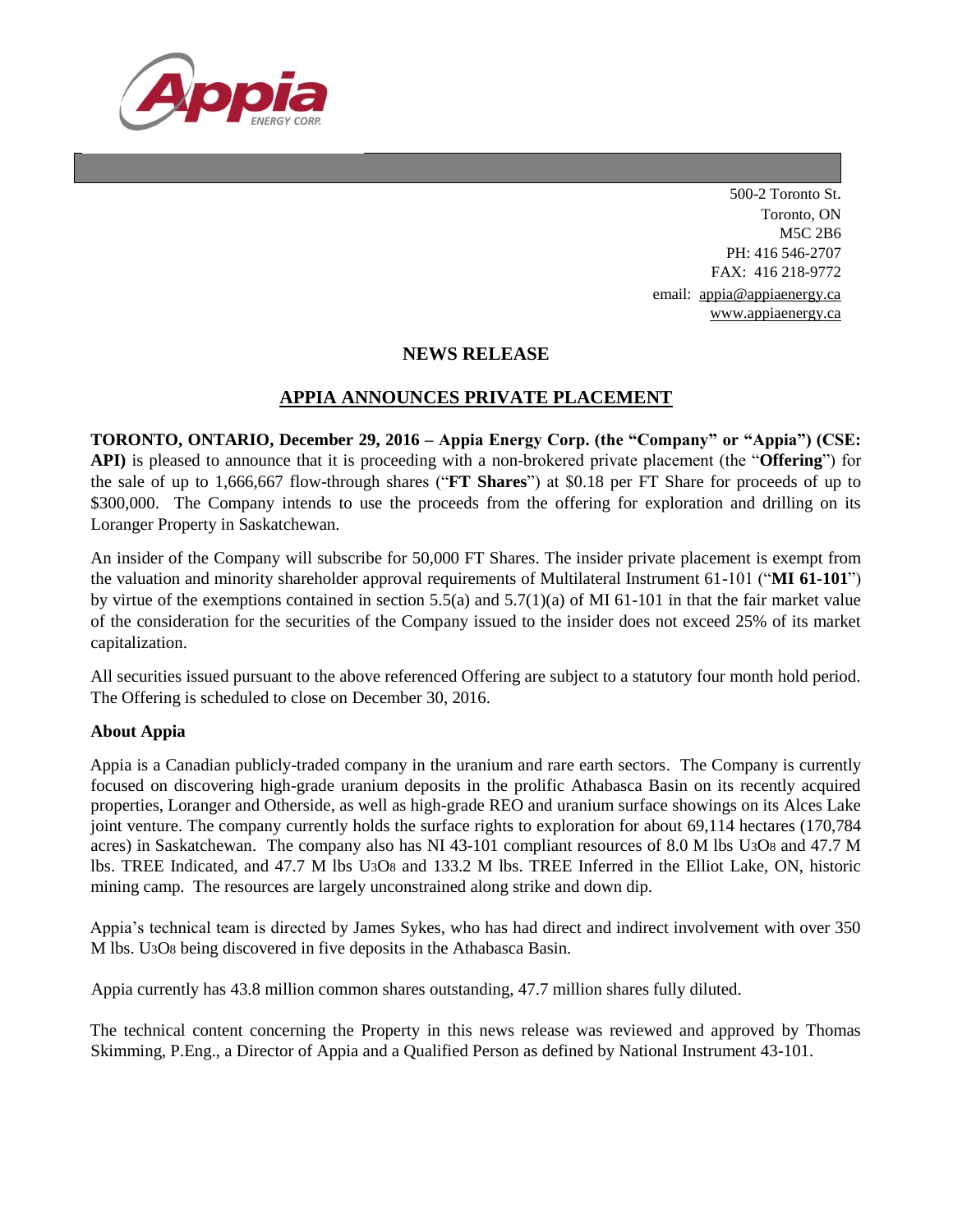500-2 Toronto St.
Toronto, ON
M5C 2B6
PH: 416 546-2707
FAX: 416 218-9772
email: appia@appiaenergy.ca
www.appiaenergy.ca

## NEWS RELEASE

## APPIA ANNOUNCES PRIVATE PLACEMENT

**TORONTO, ONTARIO, December 29, 2016 – Appia Energy Corp. (the "Company" or "Appia") (CSE: API)** is pleased to announce that it is proceeding with a non-brokered private placement (the "**Offering**") for the sale of up to 1,666,667 flow-through shares ("**FT Shares**") at $0.18 per FT Share for proceeds of up to $300,000. The Company intends to use the proceeds from the offering for exploration and drilling on its Loranger Property in Saskatchewan.

An insider of the Company will subscribe for 50,000 FT Shares. The insider private placement is exempt from the valuation and minority shareholder approval requirements of Multilateral Instrument 61-101 ("**MI 61-101**") by virtue of the exemptions contained in section 5.5(a) and 5.7(1)(a) of MI 61-101 in that the fair market value of the consideration for the securities of the Company issued to the insider does not exceed 25% of its market capitalization.

All securities issued pursuant to the above referenced Offering are subject to a statutory four month hold period. The Offering is scheduled to close on December 30, 2016.

**About Appia**

Appia is a Canadian publicly-traded company in the uranium and rare earth sectors. The Company is currently focused on discovering high-grade uranium deposits in the prolific Athabasca Basin on its recently acquired properties, Loranger and Otherside, as well as high-grade REO and uranium surface showings on its Alces Lake joint venture. The company currently holds the surface rights to exploration for about 69,114 hectares (170,784 acres) in Saskatchewan. The company also has NI 43-101 compliant resources of 8.0 M lbs $U_3O_8$ and 47.7 M lbs. TREE Indicated, and 47.7 M lbs $U_3O_8$ and 133.2 M lbs. TREE Inferred in the Elliot Lake, ON, historic mining camp. The resources are largely unconstrained along strike and down dip.

Appia's technical team is directed by James Sykes, who has had direct and indirect involvement with over 350 M lbs. $U_3O_8$ being discovered in five deposits in the Athabasca Basin.

Appia currently has 43.8 million common shares outstanding, 47.7 million shares fully diluted.

The technical content concerning the Property in this news release was reviewed and approved by Thomas Skimming, P.Eng., a Director of Appia and a Qualified Person as defined by National Instrument 43-101.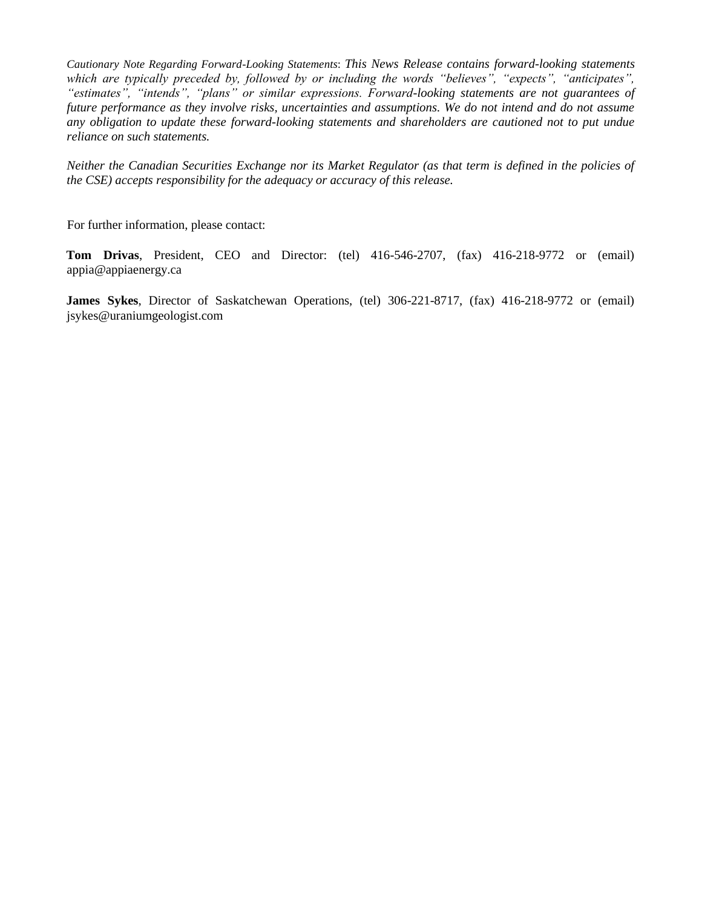*Cautionary Note Regarding Forward-Looking Statements*: *This News Release contains forward-looking statements which are typically preceded by, followed by or including the words "believes", "expects", "anticipates", "estimates", "intends", "plans" or similar expressions. Forward-looking statements are not guarantees of future performance as they involve risks, uncertainties and assumptions. We do not intend and do not assume any obligation to update these forward-looking statements and shareholders are cautioned not to put undue reliance on such statements.*

*Neither the Canadian Securities Exchange nor its Market Regulator (as that term is defined in the policies of the CSE) accepts responsibility for the adequacy or accuracy of this release.*

For further information, please contact:

**Tom Drivas**, President, CEO and Director: (tel) 416-546-2707, (fax) 416-218-9772 or (email) appia@appiaenergy.ca

**James Sykes**, Director of Saskatchewan Operations, (tel) 306-221-8717, (fax) 416-218-9772 or (email) jsykes@uraniumgeologist.com